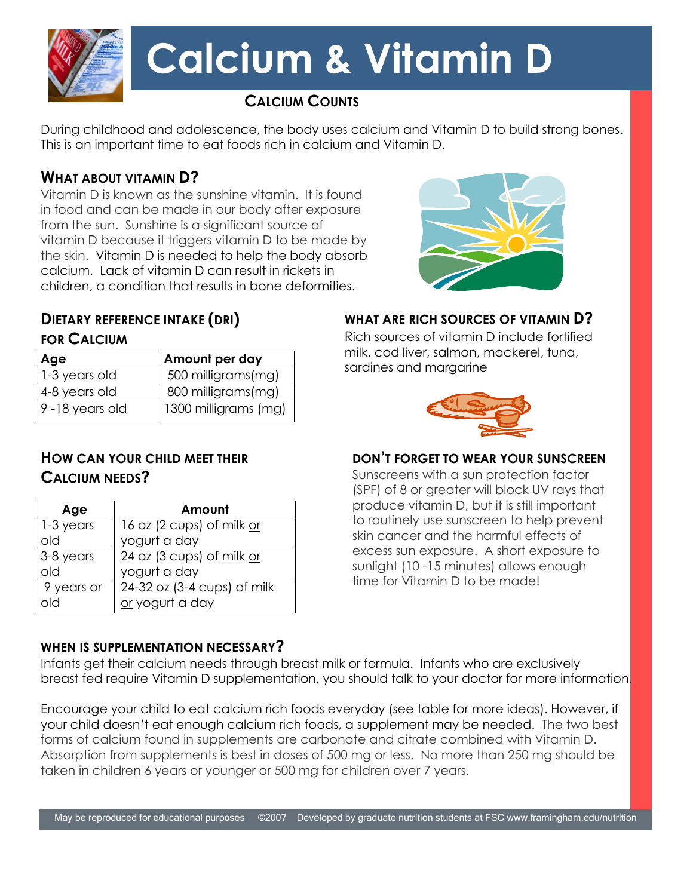# Calcium & Vitamin D

## Calcium Counts

During childhood and adolescence, the body uses calcium and Vitamin D to build strong bones. This is an important time to eat foods rich in calcium and Vitamin D.

### What about vitamin D?

Vitamin D is known as the sunshine vitamin. It is found in food and can be made in our body after exposure from the sun. Sunshine is a significant source of vitamin D because it triggers vitamin D to be made by the skin. Vitamin D is needed to help the body absorb calcium. Lack of vitamin D can result in rickets in children, a condition that results in bone deformities.

### Dietary reference intake (DRI) for Calcium

| Age | Amount per day |
|---|---|
| 1-3 years old | 500 milligrams(mg) |
| 4-8 years old | 800 milligrams(mg) |
| 9 -18 years old | 1300 milligrams (mg) |

### How can your child meet their Calcium needs?

| Age | Amount |
|---|---|
| 1-3 years old | 16 oz (2 cups) of milk <u>or</u> yogurt a day |
| 3-8 years old | 24 oz (3 cups) of milk <u>or</u> yogurt a day |
| 9 years or old | 24-32 oz (3-4 cups) of milk <u>or</u> yogurt a day |

### What are rich sources of vitamin D?

Rich sources of vitamin D include fortified milk, cod liver, salmon, mackerel, tuna, sardines and margarine

### Don't forget to wear your sunscreen

Sunscreens with a sun protection factor (SPF) of 8 or greater will block UV rays that produce vitamin D, but it is still important to routinely use sunscreen to help prevent skin cancer and the harmful effects of excess sun exposure. A short exposure to sunlight (10 -15 minutes) allows enough time for Vitamin D to be made!

### When is supplementation necessary?

Infants get their calcium needs through breast milk or formula. Infants who are exclusively breast fed require Vitamin D supplementation, you should talk to your doctor for more information.

Encourage your child to eat calcium rich foods everyday (see table for more ideas). However, if your child doesn't eat enough calcium rich foods, a supplement may be needed. The two best forms of calcium found in supplements are carbonate and citrate combined with Vitamin D. Absorption from supplements is best in doses of 500 mg or less. No more than 250 mg should be taken in children 6 years or younger or 500 mg for children over 7 years.

May be reproduced for educational purposes ©2007 Developed by graduate nutrition students at FSC www.framingham.edu/nutrition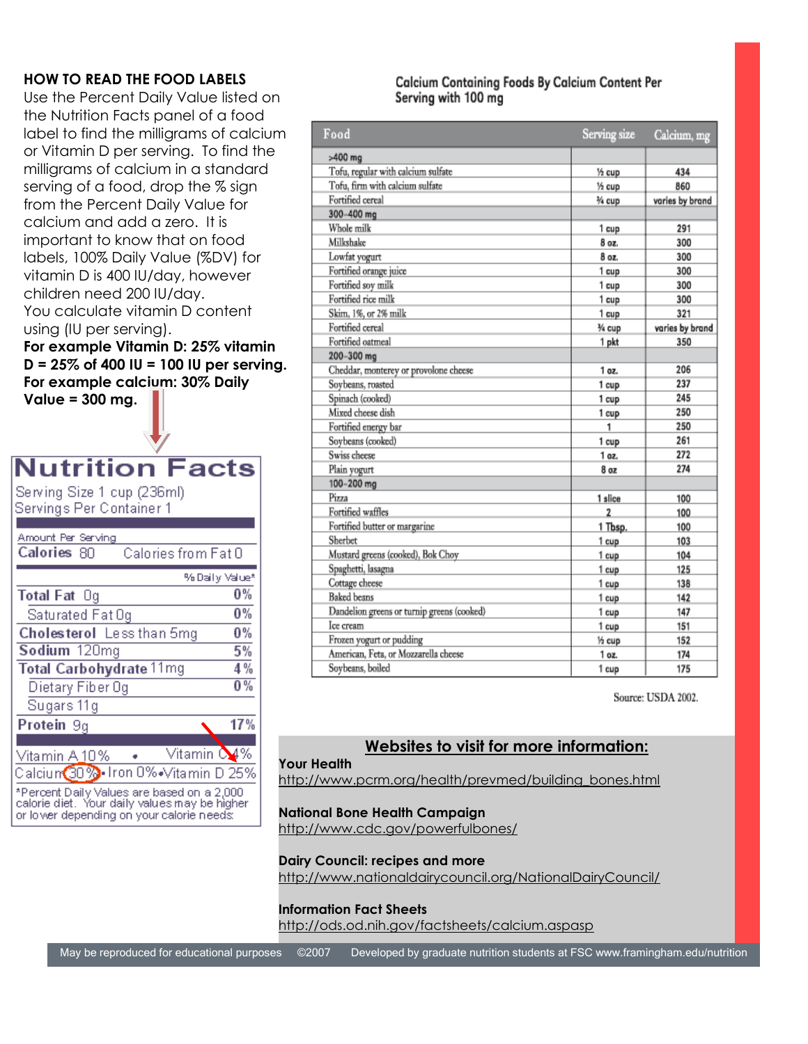## HOW TO READ THE FOOD LABELS

Use the Percent Daily Value listed on the Nutrition Facts panel of a food label to find the milligrams of calcium or Vitamin D per serving. To find the milligrams of calcium in a standard serving of a food, drop the % sign from the Percent Daily Value for calcium and add a zero. It is important to know that on food labels, 100% Daily Value (%DV) for vitamin D is 400 IU/day, however children need 200 IU/day.
You calculate vitamin D content using (IU per serving).

**For example Vitamin D: 25% vitamin D = 25% of 400 IU = 100 IU per serving.**

**For example calcium: 30% Daily Value = 300 mg.**

**Nutrition Facts**

Serving Size 1 cup (236ml)
Servings Per Container 1

| Amount Per Serving | |
|---|---|
| **Calories** 80 | Calories from Fat 0 |
| | % Daily Value* |
| **Total Fat** 0g | 0% |
| Saturated Fat 0g | 0% |
| **Cholesterol** Less than 5mg | 0% |
| **Sodium** 120mg | 5% |
| **Total Carbohydrate** 11mg | 4% |
| Dietary Fiber 0g | 0% |
| Sugars 11g | |
| **Protein** 9g | 17% |

Vitamin A 10% • Vitamin C 4%
Calcium 30% • Iron 0% • Vitamin D 25%

*Percent Daily Values are based on a 2,000 calorie diet. Your daily values may be higher or lower depending on your calorie needs.

## Calcium Containing Foods By Calcium Content Per Serving with 100 mg

| Food | Serving size | Calcium, mg |
|---|---|---|
| **>400 mg** | | |
| Tofu, regular with calcium sulfate | ½ cup | 434 |
| Tofu, firm with calcium sulfate | ½ cup | 860 |
| Fortified cereal | ¾ cup | varies by brand |
| **300-400 mg** | | |
| Whole milk | 1 cup | 291 |
| Milkshake | 8 oz. | 300 |
| Lowfat yogurt | 8 oz. | 300 |
| Fortified orange juice | 1 cup | 300 |
| Fortified soy milk | 1 cup | 300 |
| Fortified rice milk | 1 cup | 300 |
| Skim, 1%, or 2% milk | 1 cup | 321 |
| Fortified cereal | ¾ cup | varies by brand |
| Fortified oatmeal | 1 pkt | 350 |
| **200-300 mg** | | |
| Cheddar, monterey or provolone cheese | 1 oz. | 206 |
| Soybeans, roasted | 1 cup | 237 |
| Spinach (cooked) | 1 cup | 245 |
| Mixed cheese dish | 1 cup | 250 |
| Fortified energy bar | 1 | 250 |
| Soybeans (cooked) | 1 cup | 261 |
| Swiss cheese | 1 oz. | 272 |
| Plain yogurt | 8 oz | 274 |
| **100-200 mg** | | |
| Pizza | 1 slice | 100 |
| Fortified waffles | 2 | 100 |
| Fortified butter or margarine | 1 Tbsp. | 100 |
| Sherbet | 1 cup | 103 |
| Mustard greens (cooked), Bok Choy | 1 cup | 104 |
| Spaghetti, lasagna | 1 cup | 125 |
| Cottage cheese | 1 cup | 138 |
| Baked beans | 1 cup | 142 |
| Dandelion greens or turnip greens (cooked) | 1 cup | 147 |
| Ice cream | 1 cup | 151 |
| Frozen yogurt or pudding | ½ cup | 152 |
| American, Feta, or Mozzarella cheese | 1 oz. | 174 |
| Soybeans, boiled | 1 cup | 175 |

Source: USDA 2002.

## Websites to visit for more information:

**Your Health**
http://www.pcrm.org/health/prevmed/building_bones.html

**National Bone Health Campaign**
http://www.cdc.gov/powerfulbones/

**Dairy Council: recipes and more**
http://www.nationaldairycouncil.org/NationalDairyCouncil/

**Information Fact Sheets**
http://ods.od.nih.gov/factsheets/calcium.aspasp

May be reproduced for educational purposes ©2007 Developed by graduate nutrition students at FSC www.framingham.edu/nutrition